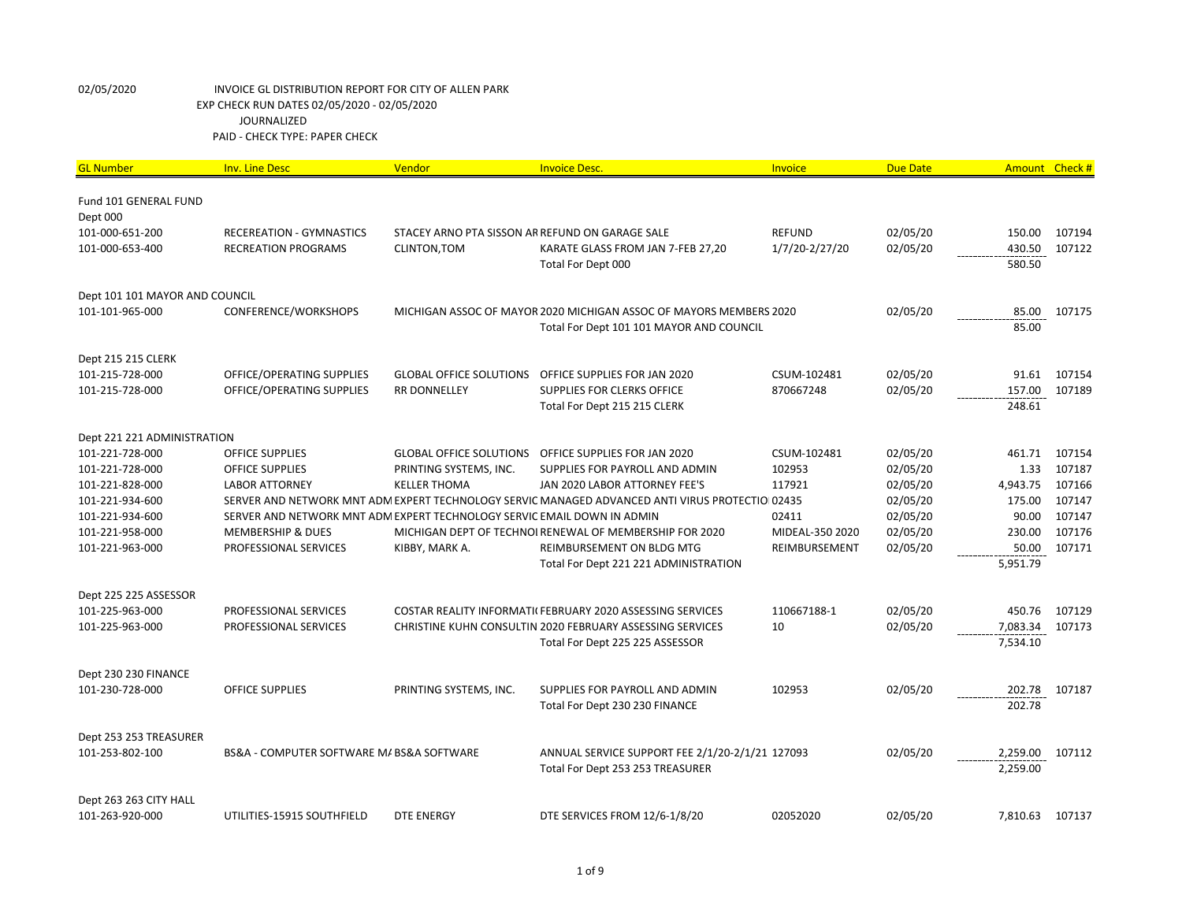02/05/2020 INVOICE GL DISTRIBUTION REPORT FOR CITY OF ALLEN PARK
EXP CHECK RUN DATES 02/05/2020 - 02/05/2020
JOURNALIZED
PAID - CHECK TYPE: PAPER CHECK

| GL Number | Inv. Line Desc | Vendor | Invoice Desc. | Invoice | Due Date | Amount | Check # |
|---|---|---|---|---|---|---|---|
| Fund 101 GENERAL FUND | | | | | | | |
| Dept 000 | | | | | | | |
| 101-000-651-200 | RECEREATION - GYMNASTICS | STACEY ARNO PTA SISSON AR | REFUND ON GARAGE SALE | REFUND | 02/05/20 | 150.00 | 107194 |
| 101-000-653-400 | RECREATION PROGRAMS | CLINTON,TOM | KARATE GLASS FROM JAN 7-FEB 27,20 | 1/7/20-2/27/20 | 02/05/20 | 430.50 | 107122 |
| | | | Total For Dept 000 | | | 580.50 | |
| Dept 101 101 MAYOR AND COUNCIL | | | | | | | |
| 101-101-965-000 | CONFERENCE/WORKSHOPS | MICHIGAN ASSOC OF MAYOR | 2020 MICHIGAN ASSOC OF MAYORS MEMBERS | 2020 | 02/05/20 | 85.00 | 107175 |
| | | | Total For Dept 101 101 MAYOR AND COUNCIL | | | 85.00 | |
| Dept 215 215 CLERK | | | | | | | |
| 101-215-728-000 | OFFICE/OPERATING SUPPLIES | GLOBAL OFFICE SOLUTIONS | OFFICE SUPPLIES FOR JAN 2020 | CSUM-102481 | 02/05/20 | 91.61 | 107154 |
| 101-215-728-000 | OFFICE/OPERATING SUPPLIES | RR DONNELLEY | SUPPLIES FOR CLERKS OFFICE | 870667248 | 02/05/20 | 157.00 | 107189 |
| | | | Total For Dept 215 215 CLERK | | | 248.61 | |
| Dept 221 221 ADMINISTRATION | | | | | | | |
| 101-221-728-000 | OFFICE SUPPLIES | GLOBAL OFFICE SOLUTIONS | OFFICE SUPPLIES FOR JAN 2020 | CSUM-102481 | 02/05/20 | 461.71 | 107154 |
| 101-221-728-000 | OFFICE SUPPLIES | PRINTING SYSTEMS, INC. | SUPPLIES FOR PAYROLL AND ADMIN | 102953 | 02/05/20 | 1.33 | 107187 |
| 101-221-828-000 | LABOR ATTORNEY | KELLER THOMA | JAN 2020 LABOR ATTORNEY FEE'S | 117921 | 02/05/20 | 4,943.75 | 107166 |
| 101-221-934-600 | SERVER AND NETWORK MNT ADM | EXPERT TECHNOLOGY SERVIC | MANAGED ADVANCED ANTI VIRUS PROTECTIO | 02435 | 02/05/20 | 175.00 | 107147 |
| 101-221-934-600 | SERVER AND NETWORK MNT ADM | EXPERT TECHNOLOGY SERVIC | EMAIL DOWN IN ADMIN | 02411 | 02/05/20 | 90.00 | 107147 |
| 101-221-958-000 | MEMBERSHIP & DUES | MICHIGAN DEPT OF TECHNOI | RENEWAL OF MEMBERSHIP FOR 2020 | MIDEAL-350 2020 | 02/05/20 | 230.00 | 107176 |
| 101-221-963-000 | PROFESSIONAL SERVICES | KIBBY, MARK A. | REIMBURSEMENT ON BLDG MTG | REIMBURSEMENT | 02/05/20 | 50.00 | 107171 |
| | | | Total For Dept 221 221 ADMINISTRATION | | | 5,951.79 | |
| Dept 225 225 ASSESSOR | | | | | | | |
| 101-225-963-000 | PROFESSIONAL SERVICES | COSTAR REALITY INFORMATI | FEBRUARY 2020 ASSESSING SERVICES | 110667188-1 | 02/05/20 | 450.76 | 107129 |
| 101-225-963-000 | PROFESSIONAL SERVICES | CHRISTINE KUHN CONSULTIN | 2020 FEBRUARY ASSESSING SERVICES | 10 | 02/05/20 | 7,083.34 | 107173 |
| | | | Total For Dept 225 225 ASSESSOR | | | 7,534.10 | |
| Dept 230 230 FINANCE | | | | | | | |
| 101-230-728-000 | OFFICE SUPPLIES | PRINTING SYSTEMS, INC. | SUPPLIES FOR PAYROLL AND ADMIN | 102953 | 02/05/20 | 202.78 | 107187 |
| | | | Total For Dept 230 230 FINANCE | | | 202.78 | |
| Dept 253 253 TREASURER | | | | | | | |
| 101-253-802-100 | BS&A - COMPUTER SOFTWARE M/ | BS&A SOFTWARE | ANNUAL SERVICE SUPPORT FEE 2/1/20-2/1/21 | 127093 | 02/05/20 | 2,259.00 | 107112 |
| | | | Total For Dept 253 253 TREASURER | | | 2,259.00 | |
| Dept 263 263 CITY HALL | | | | | | | |
| 101-263-920-000 | UTILITIES-15915 SOUTHFIELD | DTE ENERGY | DTE SERVICES FROM 12/6-1/8/20 | 02052020 | 02/05/20 | 7,810.63 | 107137 |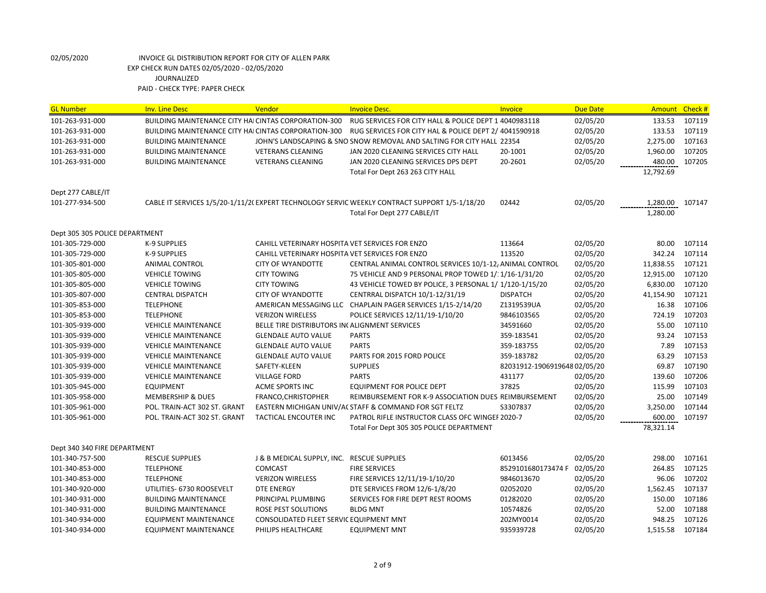02/05/2020 INVOICE GL DISTRIBUTION REPORT FOR CITY OF ALLEN PARK
EXP CHECK RUN DATES 02/05/2020 - 02/05/2020
JOURNALIZED
PAID - CHECK TYPE: PAPER CHECK

| GL Number | Inv. Line Desc | Vendor | Invoice Desc. | Invoice | Due Date | Amount | Check # |
|---|---|---|---|---|---|---|---|
| 101-263-931-000 | BUILDING MAINTENANCE CITY HAI | CINTAS CORPORATION-300 | RUG SERVICES FOR CITY HALL & POLICE DEPT 1 | 4040983118 | 02/05/20 | 133.53 | 107119 |
| 101-263-931-000 | BUILDING MAINTENANCE CITY HAI | CINTAS CORPORATION-300 | RUG SERVICES FOR CITY HAL & POLICE DEPT 2/ | 4041590918 | 02/05/20 | 133.53 | 107119 |
| 101-263-931-000 | BUILDING MAINTENANCE | JOHN'S LANDSCAPING & SNO | SNOW REMOVAL AND SALTING FOR CITY HALL | 22354 | 02/05/20 | 2,275.00 | 107163 |
| 101-263-931-000 | BUILDING MAINTENANCE | VETERANS CLEANING | JAN 2020 CLEANING SERVICES CITY HALL | 20-1001 | 02/05/20 | 1,960.00 | 107205 |
| 101-263-931-000 | BUILDING MAINTENANCE | VETERANS CLEANING | JAN 2020 CLEANING SERVICES DPS DEPT | 20-2601 | 02/05/20 | 480.00 | 107205 |
| | | | Total For Dept 263 263 CITY HALL | | | 12,792.69 | |
| Dept 277 CABLE/IT | | | | | | | |
| 101-277-934-500 | CABLE IT SERVICES 1/5/20-1/11/2( | EXPERT TECHNOLOGY SERVIC | WEEKLY CONTRACT SUPPORT 1/5-1/18/20 | 02442 | 02/05/20 | 1,280.00 | 107147 |
| | | | Total For Dept 277 CABLE/IT | | | 1,280.00 | |
| Dept 305 305 POLICE DEPARTMENT | | | | | | | |
| 101-305-729-000 | K-9 SUPPLIES | CAHILL VETERINARY HOSPITA | VET SERVICES FOR ENZO | 113664 | 02/05/20 | 80.00 | 107114 |
| 101-305-729-000 | K-9 SUPPLIES | CAHILL VETERINARY HOSPITA | VET SERVICES FOR ENZO | 113520 | 02/05/20 | 342.24 | 107114 |
| 101-305-801-000 | ANIMAL CONTROL | CITY OF WYANDOTTE | CENTRAL ANIMAL CONTROL SERVICES 10/1-12/ | ANIMAL CONTROL | 02/05/20 | 11,838.55 | 107121 |
| 101-305-805-000 | VEHICLE TOWING | CITY TOWING | 75 VEHICLE AND 9 PERSONAL PROP TOWED 1/ | 1/16-1/31/20 | 02/05/20 | 12,915.00 | 107120 |
| 101-305-805-000 | VEHICLE TOWING | CITY TOWING | 43 VEHICLE TOWED BY POLICE, 3 PERSONAL 1/ | 1/120-1/15/20 | 02/05/20 | 6,830.00 | 107120 |
| 101-305-807-000 | CENTRAL DISPATCH | CITY OF WYANDOTTE | CENTRRAL DISPATCH 10/1-12/31/19 | DISPATCH | 02/05/20 | 41,154.90 | 107121 |
| 101-305-853-000 | TELEPHONE | AMERICAN MESSAGING LLC | CHAPLAIN PAGER SERVICES 1/15-2/14/20 | Z1319539UA | 02/05/20 | 16.38 | 107106 |
| 101-305-853-000 | TELEPHONE | VERIZON WIRELESS | POLICE SERVICES 12/11/19-1/10/20 | 9846103565 | 02/05/20 | 724.19 | 107203 |
| 101-305-939-000 | VEHICLE MAINTENANCE | BELLE TIRE DISTRIBUTORS IN( | ALIGNMENT SERVICES | 34591660 | 02/05/20 | 55.00 | 107110 |
| 101-305-939-000 | VEHICLE MAINTENANCE | GLENDALE AUTO VALUE | PARTS | 359-183541 | 02/05/20 | 93.24 | 107153 |
| 101-305-939-000 | VEHICLE MAINTENANCE | GLENDALE AUTO VALUE | PARTS | 359-183755 | 02/05/20 | 7.89 | 107153 |
| 101-305-939-000 | VEHICLE MAINTENANCE | GLENDALE AUTO VALUE | PARTS FOR 2015 FORD POLICE | 359-183782 | 02/05/20 | 63.29 | 107153 |
| 101-305-939-000 | VEHICLE MAINTENANCE | SAFETY-KLEEN | SUPPLIES | 82031912-1906919648 | 02/05/20 | 69.87 | 107190 |
| 101-305-939-000 | VEHICLE MAINTENANCE | VILLAGE FORD | PARTS | 431177 | 02/05/20 | 139.60 | 107206 |
| 101-305-945-000 | EQUIPMENT | ACME SPORTS INC | EQUIPMENT FOR POLICE DEPT | 37825 | 02/05/20 | 115.99 | 107103 |
| 101-305-958-000 | MEMBERSHIP & DUES | FRANCO,CHRISTOPHER | REIMBURSEMENT FOR K-9 ASSOCIATION DUES | REIMBURSEMENT | 02/05/20 | 25.00 | 107149 |
| 101-305-961-000 | POL. TRAIN-ACT 302 ST. GRANT | EASTERN MICHIGAN UNIV/A( | STAFF & COMMAND FOR SGT FELTZ | S3307837 | 02/05/20 | 3,250.00 | 107144 |
| 101-305-961-000 | POL. TRAIN-ACT 302 ST. GRANT | TACTICAL ENCOUTER INC | PATROL RIFLE INSTRUCTOR CLASS OFC WINGEI | 2020-7 | 02/05/20 | 600.00 | 107197 |
| | | | Total For Dept 305 305 POLICE DEPARTMENT | | | 78,321.14 | |
| Dept 340 340 FIRE DEPARTMENT | | | | | | | |
| 101-340-757-500 | RESCUE SUPPLIES | J & B MEDICAL SUPPLY, INC. | RESCUE SUPPLIES | 6013456 | 02/05/20 | 298.00 | 107161 |
| 101-340-853-000 | TELEPHONE | COMCAST | FIRE SERVICES | 8529101680173474 F | 02/05/20 | 264.85 | 107125 |
| 101-340-853-000 | TELEPHONE | VERIZON WIRELESS | FIRE SERVICES 12/11/19-1/10/20 | 9846013670 | 02/05/20 | 96.06 | 107202 |
| 101-340-920-000 | UTILITIES- 6730 ROOSEVELT | DTE ENERGY | DTE SERVICES FROM 12/6-1/8/20 | 02052020 | 02/05/20 | 1,562.45 | 107137 |
| 101-340-931-000 | BUILDING MAINTENANCE | PRINCIPAL PLUMBING | SERVICES FOR FIRE DEPT REST ROOMS | 01282020 | 02/05/20 | 150.00 | 107186 |
| 101-340-931-000 | BUILDING MAINTENANCE | ROSE PEST SOLUTIONS | BLDG MNT | 10574826 | 02/05/20 | 52.00 | 107188 |
| 101-340-934-000 | EQUIPMENT MAINTENANCE | CONSOLIDATED FLEET SERVIC | EQUIPMENT MNT | 202MY0014 | 02/05/20 | 948.25 | 107126 |
| 101-340-934-000 | EQUIPMENT MAINTENANCE | PHILIPS HEALTHCARE | EQUIPMENT MNT | 935939728 | 02/05/20 | 1,515.58 | 107184 |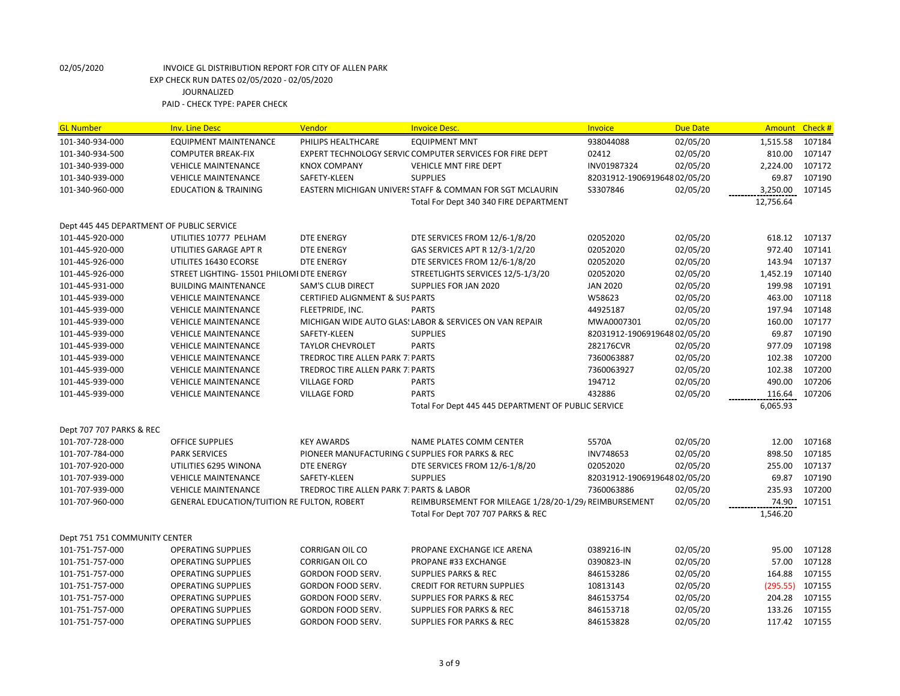02/05/2020 INVOICE GL DISTRIBUTION REPORT FOR CITY OF ALLEN PARK

EXP CHECK RUN DATES 02/05/2020 - 02/05/2020

JOURNALIZED

PAID - CHECK TYPE: PAPER CHECK

| GL Number | Inv. Line Desc | Vendor | Invoice Desc. | Invoice | Due Date | Amount | Check # |
|---|---|---|---|---|---|---|---|
| 101-340-934-000 | EQUIPMENT MAINTENANCE | PHILIPS HEALTHCARE | EQUIPMENT MNT | 938044088 | 02/05/20 | 1,515.58 | 107184 |
| 101-340-934-500 | COMPUTER BREAK-FIX | EXPERT TECHNOLOGY SERVIC | COMPUTER SERVICES FOR FIRE DEPT | 02412 | 02/05/20 | 810.00 | 107147 |
| 101-340-939-000 | VEHICLE MAINTENANCE | KNOX COMPANY | VEHICLE MNT FIRE DEPT | INV01987324 | 02/05/20 | 2,224.00 | 107172 |
| 101-340-939-000 | VEHICLE MAINTENANCE | SAFETY-KLEEN | SUPPLIES | 82031912-1906919648 | 02/05/20 | 69.87 | 107190 |
| 101-340-960-000 | EDUCATION & TRAINING | EASTERN MICHIGAN UNIVERS | STAFF & COMMAN FOR SGT MCLAURIN | S3307846 | 02/05/20 | 3,250.00 | 107145 |
| | | | Total For Dept 340 340 FIRE DEPARTMENT | | | 12,756.64 | |
| Dept 445 445 DEPARTMENT OF PUBLIC SERVICE | | | | | | | |
| 101-445-920-000 | UTILITIES 10777 PELHAM | DTE ENERGY | DTE SERVICES FROM 12/6-1/8/20 | 02052020 | 02/05/20 | 618.12 | 107137 |
| 101-445-920-000 | UTILITIES GARAGE APT R | DTE ENERGY | GAS SERVICES APT R 12/3-1/2/20 | 02052020 | 02/05/20 | 972.40 | 107141 |
| 101-445-926-000 | UTILITES 16430 ECORSE | DTE ENERGY | DTE SERVICES FROM 12/6-1/8/20 | 02052020 | 02/05/20 | 143.94 | 107137 |
| 101-445-926-000 | STREET LIGHTING- 15501 PHILOMI | DTE ENERGY | STREETLIGHTS SERVICES 12/5-1/3/20 | 02052020 | 02/05/20 | 1,452.19 | 107140 |
| 101-445-931-000 | BUILDING MAINTENANCE | SAM'S CLUB DIRECT | SUPPLIES FOR JAN 2020 | JAN 2020 | 02/05/20 | 199.98 | 107191 |
| 101-445-939-000 | VEHICLE MAINTENANCE | CERTIFIED ALIGNMENT & SUS | PARTS | W58623 | 02/05/20 | 463.00 | 107118 |
| 101-445-939-000 | VEHICLE MAINTENANCE | FLEETPRIDE, INC. | PARTS | 44925187 | 02/05/20 | 197.94 | 107148 |
| 101-445-939-000 | VEHICLE MAINTENANCE | MICHIGAN WIDE AUTO GLAS | LABOR & SERVICES ON VAN REPAIR | MWA0007301 | 02/05/20 | 160.00 | 107177 |
| 101-445-939-000 | VEHICLE MAINTENANCE | SAFETY-KLEEN | SUPPLIES | 82031912-1906919648 | 02/05/20 | 69.87 | 107190 |
| 101-445-939-000 | VEHICLE MAINTENANCE | TAYLOR CHEVROLET | PARTS | 282176CVR | 02/05/20 | 977.09 | 107198 |
| 101-445-939-000 | VEHICLE MAINTENANCE | TREDROC TIRE ALLEN PARK 7 | PARTS | 7360063887 | 02/05/20 | 102.38 | 107200 |
| 101-445-939-000 | VEHICLE MAINTENANCE | TREDROC TIRE ALLEN PARK 7 | PARTS | 7360063927 | 02/05/20 | 102.38 | 107200 |
| 101-445-939-000 | VEHICLE MAINTENANCE | VILLAGE FORD | PARTS | 194712 | 02/05/20 | 490.00 | 107206 |
| 101-445-939-000 | VEHICLE MAINTENANCE | VILLAGE FORD | PARTS | 432886 | 02/05/20 | 116.64 | 107206 |
| | | | Total For Dept 445 445 DEPARTMENT OF PUBLIC SERVICE | | | 6,065.93 | |
| Dept 707 707 PARKS & REC | | | | | | | |
| 101-707-728-000 | OFFICE SUPPLIES | KEY AWARDS | NAME PLATES COMM CENTER | 5570A | 02/05/20 | 12.00 | 107168 |
| 101-707-784-000 | PARK SERVICES | PIONEER MANUFACTURING C | SUPPLIES FOR PARKS & REC | INV748653 | 02/05/20 | 898.50 | 107185 |
| 101-707-920-000 | UTILITIES 6295 WINONA | DTE ENERGY | DTE SERVICES FROM 12/6-1/8/20 | 02052020 | 02/05/20 | 255.00 | 107137 |
| 101-707-939-000 | VEHICLE MAINTENANCE | SAFETY-KLEEN | SUPPLIES | 82031912-1906919648 | 02/05/20 | 69.87 | 107190 |
| 101-707-939-000 | VEHICLE MAINTENANCE | TREDROC TIRE ALLEN PARK 7 | PARTS & LABOR | 7360063886 | 02/05/20 | 235.93 | 107200 |
| 101-707-960-000 | GENERAL EDUCATION/TUITION RE | FULTON, ROBERT | REIMBURSEMENT FOR MILEAGE 1/28/20-1/29/ | REIMBURSEMENT | 02/05/20 | 74.90 | 107151 |
| | | | Total For Dept 707 707 PARKS & REC | | | 1,546.20 | |
| Dept 751 751 COMMUNITY CENTER | | | | | | | |
| 101-751-757-000 | OPERATING SUPPLIES | CORRIGAN OIL CO | PROPANE EXCHANGE ICE ARENA | 0389216-IN | 02/05/20 | 95.00 | 107128 |
| 101-751-757-000 | OPERATING SUPPLIES | CORRIGAN OIL CO | PROPANE #33 EXCHANGE | 0390823-IN | 02/05/20 | 57.00 | 107128 |
| 101-751-757-000 | OPERATING SUPPLIES | GORDON FOOD SERV. | SUPPLIES PARKS & REC | 846153286 | 02/05/20 | 164.88 | 107155 |
| 101-751-757-000 | OPERATING SUPPLIES | GORDON FOOD SERV. | CREDIT FOR RETURN SUPPLIES | 10813143 | 02/05/20 | (295.55) | 107155 |
| 101-751-757-000 | OPERATING SUPPLIES | GORDON FOOD SERV. | SUPPLIES FOR PARKS & REC | 846153754 | 02/05/20 | 204.28 | 107155 |
| 101-751-757-000 | OPERATING SUPPLIES | GORDON FOOD SERV. | SUPPLIES FOR PARKS & REC | 846153718 | 02/05/20 | 133.26 | 107155 |
| 101-751-757-000 | OPERATING SUPPLIES | GORDON FOOD SERV. | SUPPLIES FOR PARKS & REC | 846153828 | 02/05/20 | 117.42 | 107155 |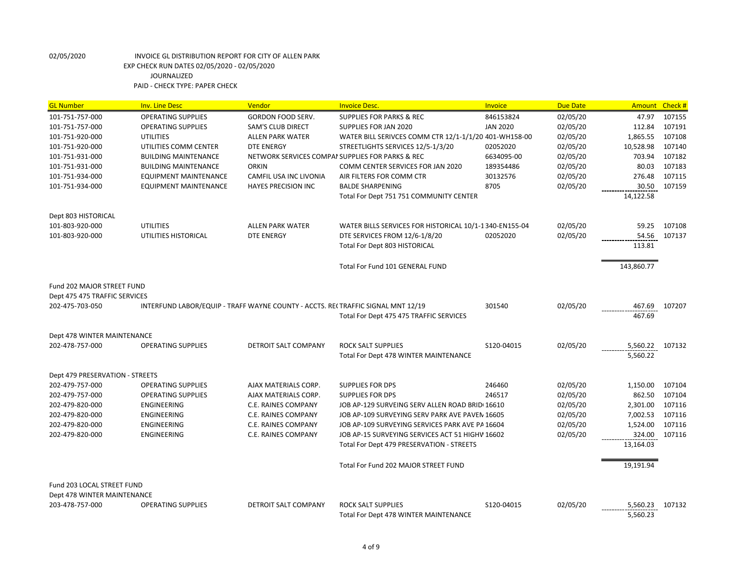02/05/2020 INVOICE GL DISTRIBUTION REPORT FOR CITY OF ALLEN PARK
EXP CHECK RUN DATES 02/05/2020 - 02/05/2020
JOURNALIZED
PAID - CHECK TYPE: PAPER CHECK

| GL Number | Inv. Line Desc | Vendor | Invoice Desc. | Invoice | Due Date | Amount | Check # |
|---|---|---|---|---|---|---|---|
| 101-751-757-000 | OPERATING SUPPLIES | GORDON FOOD SERV. | SUPPLIES FOR PARKS & REC | 846153824 | 02/05/20 | 47.97 | 107155 |
| 101-751-757-000 | OPERATING SUPPLIES | SAM'S CLUB DIRECT | SUPPLIES FOR JAN 2020 | JAN 2020 | 02/05/20 | 112.84 | 107191 |
| 101-751-920-000 | UTILITIES | ALLEN PARK WATER | WATER BILL SERIVCES COMM CTR 12/1-1/1/20 | 401-WH158-00 | 02/05/20 | 1,865.55 | 107108 |
| 101-751-920-000 | UTILITIES COMM CENTER | DTE ENERGY | STREETLIGHTS SERVICES 12/5-1/3/20 | 02052020 | 02/05/20 | 10,528.98 | 107140 |
| 101-751-931-000 | BUILDING MAINTENANCE | NETWORK SERVICES COMPAN | SUPPLIES FOR PARKS & REC | 6634095-00 | 02/05/20 | 703.94 | 107182 |
| 101-751-931-000 | BUILDING MAINTENANCE | ORKIN | COMM CENTER SERVICES FOR JAN 2020 | 189354486 | 02/05/20 | 80.03 | 107183 |
| 101-751-934-000 | EQUIPMENT MAINTENANCE | CAMFIL USA INC LIVONIA | AIR FILTERS FOR COMM CTR | 30132576 | 02/05/20 | 276.48 | 107115 |
| 101-751-934-000 | EQUIPMENT MAINTENANCE | HAYES PRECISION INC | BALDE SHARPENING | 8705 | 02/05/20 | 30.50 | 107159 |
| | | | Total For Dept 751 751 COMMUNITY CENTER | | | 14,122.58 | |
| Dept 803 HISTORICAL | | | | | | | |
| 101-803-920-000 | UTILITIES | ALLEN PARK WATER | WATER BILLS SERVICES FOR HISTORICAL 10/1-1 | 340-EN155-04 | 02/05/20 | 59.25 | 107108 |
| 101-803-920-000 | UTILITIES HISTORICAL | DTE ENERGY | DTE SERVICES FROM 12/6-1/8/20 | 02052020 | 02/05/20 | 54.56 | 107137 |
| | | | Total For Dept 803 HISTORICAL | | | 113.81 | |
| | | | Total For Fund 101 GENERAL FUND | | | 143,860.77 | |
| Fund 202 MAJOR STREET FUND | | | | | | | |
| Dept 475 475 TRAFFIC SERVICES | | | | | | | |
| 202-475-703-050 | INTERFUND LABOR/EQUIP - TRAFF | WAYNE COUNTY - ACCTS. RE( | TRAFFIC SIGNAL MNT 12/19 | 301540 | 02/05/20 | 467.69 | 107207 |
| | | | Total For Dept 475 475 TRAFFIC SERVICES | | | 467.69 | |
| Dept 478 WINTER MAINTENANCE | | | | | | | |
| 202-478-757-000 | OPERATING SUPPLIES | DETROIT SALT COMPANY | ROCK SALT SUPPLIES | S120-04015 | 02/05/20 | 5,560.22 | 107132 |
| | | | Total For Dept 478 WINTER MAINTENANCE | | | 5,560.22 | |
| Dept 479 PRESERVATION - STREETS | | | | | | | |
| 202-479-757-000 | OPERATING SUPPLIES | AJAX MATERIALS CORP. | SUPPLIES FOR DPS | 246460 | 02/05/20 | 1,150.00 | 107104 |
| 202-479-757-000 | OPERATING SUPPLIES | AJAX MATERIALS CORP. | SUPPLIES FOR DPS | 246517 | 02/05/20 | 862.50 | 107104 |
| 202-479-820-000 | ENGINEERING | C.E. RAINES COMPANY | JOB AP-129 SURVEING SERV ALLEN ROAD BRID | 16610 | 02/05/20 | 2,301.00 | 107116 |
| 202-479-820-000 | ENGINEERING | C.E. RAINES COMPANY | JOB AP-109 SURVEYING SERV PARK AVE PAVEN | 16605 | 02/05/20 | 7,002.53 | 107116 |
| 202-479-820-000 | ENGINEERING | C.E. RAINES COMPANY | JOB AP-109 SURVEYING SERVICES PARK AVE PA | 16604 | 02/05/20 | 1,524.00 | 107116 |
| 202-479-820-000 | ENGINEERING | C.E. RAINES COMPANY | JOB AP-15 SURVEYING SERVICES ACT 51 HIGHV | 16602 | 02/05/20 | 324.00 | 107116 |
| | | | Total For Dept 479 PRESERVATION - STREETS | | | 13,164.03 | |
| | | | Total For Fund 202 MAJOR STREET FUND | | | 19,191.94 | |
| Fund 203 LOCAL STREET FUND | | | | | | | |
| Dept 478 WINTER MAINTENANCE | | | | | | | |
| 203-478-757-000 | OPERATING SUPPLIES | DETROIT SALT COMPANY | ROCK SALT SUPPLIES | S120-04015 | 02/05/20 | 5,560.23 | 107132 |
| | | | Total For Dept 478 WINTER MAINTENANCE | | | 5,560.23 | |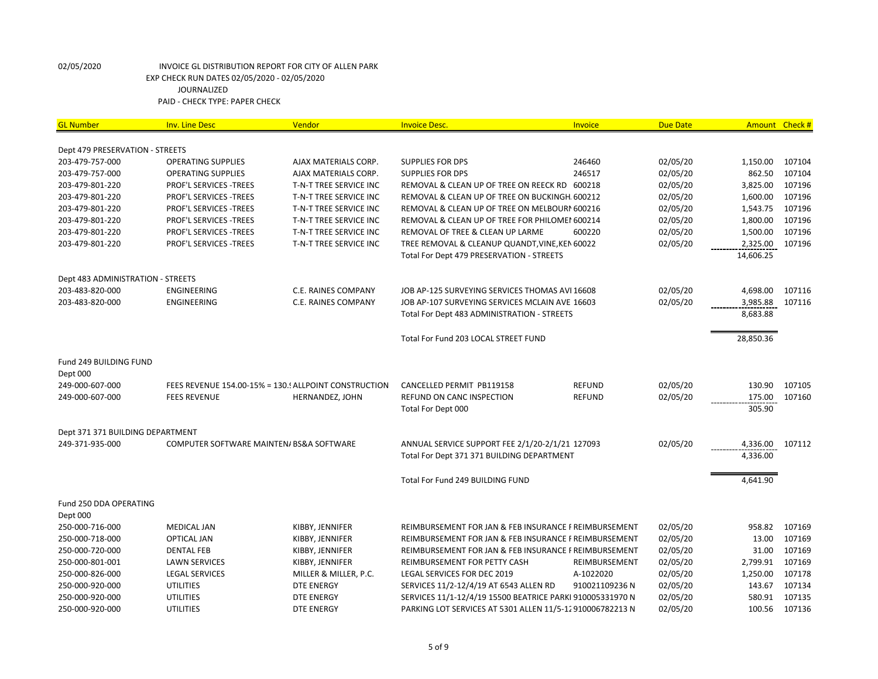02/05/2020 INVOICE GL DISTRIBUTION REPORT FOR CITY OF ALLEN PARK
EXP CHECK RUN DATES 02/05/2020 - 02/05/2020
JOURNALIZED
PAID - CHECK TYPE: PAPER CHECK

| GL Number | Inv. Line Desc | Vendor | Invoice Desc. | Invoice | Due Date | Amount | Check # |
|---|---|---|---|---|---|---|---|
| Dept 479 PRESERVATION - STREETS | | | | | | | |
| 203-479-757-000 | OPERATING SUPPLIES | AJAX MATERIALS CORP. | SUPPLIES FOR DPS | 246460 | 02/05/20 | 1,150.00 | 107104 |
| 203-479-757-000 | OPERATING SUPPLIES | AJAX MATERIALS CORP. | SUPPLIES FOR DPS | 246517 | 02/05/20 | 862.50 | 107104 |
| 203-479-801-220 | PROF'L SERVICES -TREES | T-N-T TREE SERVICE INC | REMOVAL & CLEAN UP OF TREE ON REECK RD | 600218 | 02/05/20 | 3,825.00 | 107196 |
| 203-479-801-220 | PROF'L SERVICES -TREES | T-N-T TREE SERVICE INC | REMOVAL & CLEAN UP OF TREE ON BUCKINGH. | 600212 | 02/05/20 | 1,600.00 | 107196 |
| 203-479-801-220 | PROF'L SERVICES -TREES | T-N-T TREE SERVICE INC | REMOVAL & CLEAN UP OF TREE ON MELBOURI | 600216 | 02/05/20 | 1,543.75 | 107196 |
| 203-479-801-220 | PROF'L SERVICES -TREES | T-N-T TREE SERVICE INC | REMOVAL & CLEAN UP OF TREE FOR PHILOMEI | 600214 | 02/05/20 | 1,800.00 | 107196 |
| 203-479-801-220 | PROF'L SERVICES -TREES | T-N-T TREE SERVICE INC | REMOVAL OF TREE & CLEAN UP LARME | 600220 | 02/05/20 | 1,500.00 | 107196 |
| 203-479-801-220 | PROF'L SERVICES -TREES | T-N-T TREE SERVICE INC | TREE REMOVAL & CLEANUP QUANDT,VINE,KEN | 60022 | 02/05/20 | 2,325.00 | 107196 |
| | | | Total For Dept 479 PRESERVATION - STREETS | | | 14,606.25 | |
| Dept 483 ADMINISTRATION - STREETS | | | | | | | |
| 203-483-820-000 | ENGINEERING | C.E. RAINES COMPANY | JOB AP-125 SURVEYING SERVICES THOMAS AVI | 16608 | 02/05/20 | 4,698.00 | 107116 |
| 203-483-820-000 | ENGINEERING | C.E. RAINES COMPANY | JOB AP-107 SURVEYING SERVICES MCLAIN AVE | 16603 | 02/05/20 | 3,985.88 | 107116 |
| | | | Total For Dept 483 ADMINISTRATION - STREETS | | | 8,683.88 | |
| | | | Total For Fund 203 LOCAL STREET FUND | | | 28,850.36 | |
| Fund 249 BUILDING FUND | | | | | | | |
| Dept 000 | | | | | | | |
| 249-000-607-000 | FEES REVENUE 154.00-15% = 130.9 | ALLPOINT CONSTRUCTION | CANCELLED PERMIT PB119158 | REFUND | 02/05/20 | 130.90 | 107105 |
| 249-000-607-000 | FEES REVENUE | HERNANDEZ, JOHN | REFUND ON CANC INSPECTION | REFUND | 02/05/20 | 175.00 | 107160 |
| | | | Total For Dept 000 | | | 305.90 | |
| Dept 371 371 BUILDING DEPARTMENT | | | | | | | |
| 249-371-935-000 | COMPUTER SOFTWARE MAINTEN/ | BS&A SOFTWARE | ANNUAL SERVICE SUPPORT FEE 2/1/20-2/1/21 | 127093 | 02/05/20 | 4,336.00 | 107112 |
| | | | Total For Dept 371 371 BUILDING DEPARTMENT | | | 4,336.00 | |
| | | | Total For Fund 249 BUILDING FUND | | | 4,641.90 | |
| Fund 250 DDA OPERATING | | | | | | | |
| Dept 000 | | | | | | | |
| 250-000-716-000 | MEDICAL JAN | KIBBY, JENNIFER | REIMBURSEMENT FOR JAN & FEB INSURANCE F | REIMBURSEMENT | 02/05/20 | 958.82 | 107169 |
| 250-000-718-000 | OPTICAL JAN | KIBBY, JENNIFER | REIMBURSEMENT FOR JAN & FEB INSURANCE F | REIMBURSEMENT | 02/05/20 | 13.00 | 107169 |
| 250-000-720-000 | DENTAL FEB | KIBBY, JENNIFER | REIMBURSEMENT FOR JAN & FEB INSURANCE F | REIMBURSEMENT | 02/05/20 | 31.00 | 107169 |
| 250-000-801-001 | LAWN SERVICES | KIBBY, JENNIFER | REIMBURSEMENT FOR PETTY CASH | REIMBURSEMENT | 02/05/20 | 2,799.91 | 107169 |
| 250-000-826-000 | LEGAL SERVICES | MILLER & MILLER, P.C. | LEGAL SERVICES FOR DEC 2019 | A-1022020 | 02/05/20 | 1,250.00 | 107178 |
| 250-000-920-000 | UTILITIES | DTE ENERGY | SERVICES 11/2-12/4/19 AT 6543 ALLEN RD | 910021109236 N | 02/05/20 | 143.67 | 107134 |
| 250-000-920-000 | UTILITIES | DTE ENERGY | SERVICES 11/1-12/4/19 15500 BEATRICE PARKI | 910005331970 N | 02/05/20 | 580.91 | 107135 |
| 250-000-920-000 | UTILITIES | DTE ENERGY | PARKING LOT SERVICES AT 5301 ALLEN 11/5-12 | 910006782213 N | 02/05/20 | 100.56 | 107136 |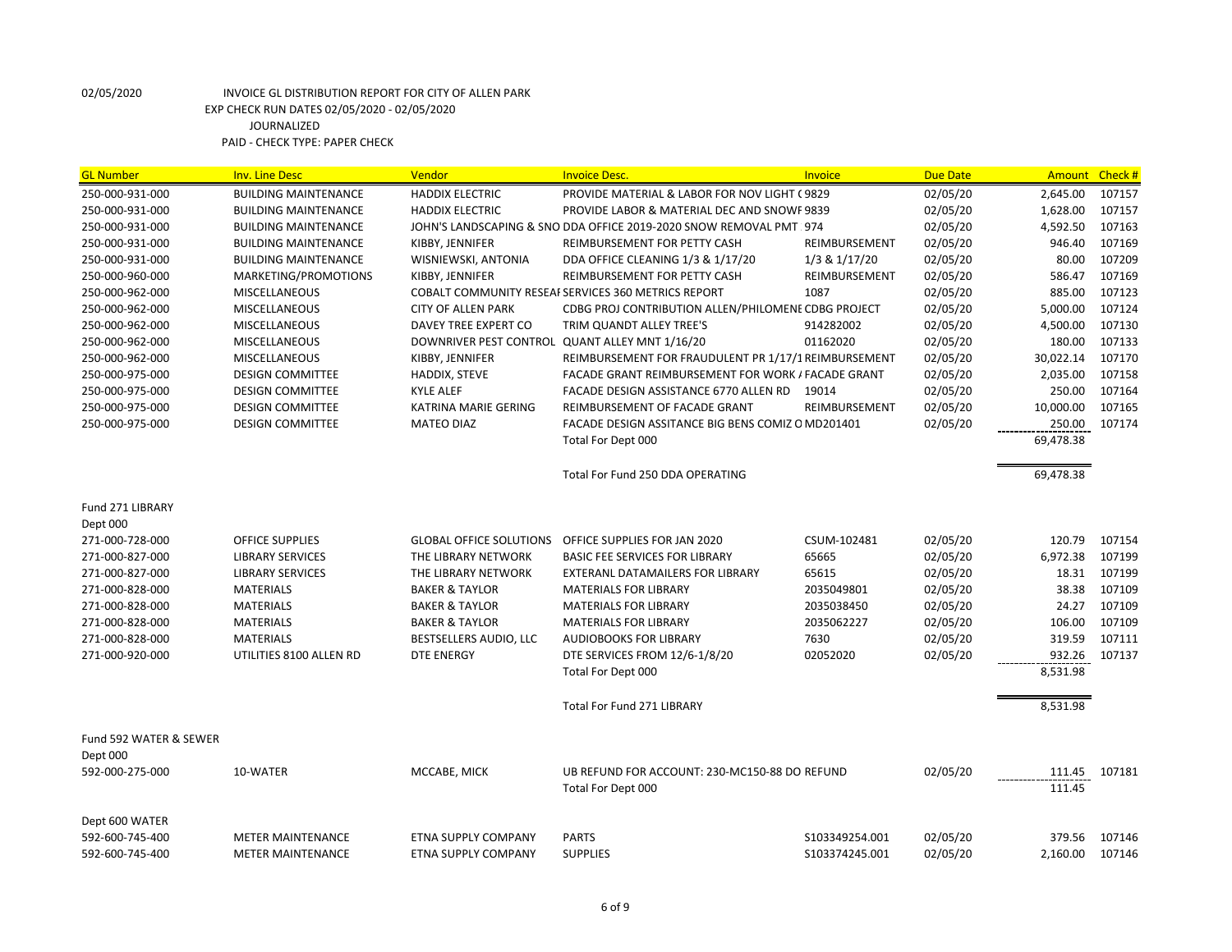02/05/2020 INVOICE GL DISTRIBUTION REPORT FOR CITY OF ALLEN PARK
EXP CHECK RUN DATES 02/05/2020 - 02/05/2020
JOURNALIZED
PAID - CHECK TYPE: PAPER CHECK

| GL Number | Inv. Line Desc | Vendor | Invoice Desc. | Invoice | Due Date | Amount | Check # |
|---|---|---|---|---|---|---|---|
| 250-000-931-000 | BUILDING MAINTENANCE | HADDIX ELECTRIC | PROVIDE MATERIAL & LABOR FOR NOV LIGHT ( | 9829 | 02/05/20 | 2,645.00 | 107157 |
| 250-000-931-000 | BUILDING MAINTENANCE | HADDIX ELECTRIC | PROVIDE LABOR & MATERIAL DEC AND SNOWF | 9839 | 02/05/20 | 1,628.00 | 107157 |
| 250-000-931-000 | BUILDING MAINTENANCE | JOHN'S LANDSCAPING & SNO | DDA OFFICE 2019-2020 SNOW REMOVAL PMT | 974 | 02/05/20 | 4,592.50 | 107163 |
| 250-000-931-000 | BUILDING MAINTENANCE | KIBBY, JENNIFER | REIMBURSEMENT FOR PETTY CASH | REIMBURSEMENT | 02/05/20 | 946.40 | 107169 |
| 250-000-931-000 | BUILDING MAINTENANCE | WISNIEWSKI, ANTONIA | DDA OFFICE CLEANING 1/3 & 1/17/20 | 1/3 & 1/17/20 | 02/05/20 | 80.00 | 107209 |
| 250-000-960-000 | MARKETING/PROMOTIONS | KIBBY, JENNIFER | REIMBURSEMENT FOR PETTY CASH | REIMBURSEMENT | 02/05/20 | 586.47 | 107169 |
| 250-000-962-000 | MISCELLANEOUS | COBALT COMMUNITY RESEAI | SERVICES 360 METRICS REPORT | 1087 | 02/05/20 | 885.00 | 107123 |
| 250-000-962-000 | MISCELLANEOUS | CITY OF ALLEN PARK | CDBG PROJ CONTRIBUTION ALLEN/PHILOMENE | CDBG PROJECT | 02/05/20 | 5,000.00 | 107124 |
| 250-000-962-000 | MISCELLANEOUS | DAVEY TREE EXPERT CO | TRIM QUANDT ALLEY TREE'S | 914282002 | 02/05/20 | 4,500.00 | 107130 |
| 250-000-962-000 | MISCELLANEOUS | DOWNRIVER PEST CONTROL | QUANT ALLEY MNT 1/16/20 | 01162020 | 02/05/20 | 180.00 | 107133 |
| 250-000-962-000 | MISCELLANEOUS | KIBBY, JENNIFER | REIMBURSEMENT FOR FRAUDULENT PR 1/17/1 | REIMBURSEMENT | 02/05/20 | 30,022.14 | 107170 |
| 250-000-975-000 | DESIGN COMMITTEE | HADDIX, STEVE | FACADE GRANT REIMBURSEMENT FOR WORK / | FACADE GRANT | 02/05/20 | 2,035.00 | 107158 |
| 250-000-975-000 | DESIGN COMMITTEE | KYLE ALEF | FACADE DESIGN ASSISTANCE 6770 ALLEN RD | 19014 | 02/05/20 | 250.00 | 107164 |
| 250-000-975-000 | DESIGN COMMITTEE | KATRINA MARIE GERING | REIMBURSEMENT OF FACADE GRANT | REIMBURSEMENT | 02/05/20 | 10,000.00 | 107165 |
| 250-000-975-000 | DESIGN COMMITTEE | MATEO DIAZ | FACADE DESIGN ASSITANCE BIG BENS COMIZ O | MD201401 | 02/05/20 | 250.00 | 107174 |
| | | | Total For Dept 000 | | | 69,478.38 | |
| | | | Total For Fund 250 DDA OPERATING | | | 69,478.38 | |
| Fund 271 LIBRARY | | | | | | | |
| Dept 000 | | | | | | | |
| 271-000-728-000 | OFFICE SUPPLIES | GLOBAL OFFICE SOLUTIONS | OFFICE SUPPLIES FOR JAN 2020 | CSUM-102481 | 02/05/20 | 120.79 | 107154 |
| 271-000-827-000 | LIBRARY SERVICES | THE LIBRARY NETWORK | BASIC FEE SERVICES FOR LIBRARY | 65665 | 02/05/20 | 6,972.38 | 107199 |
| 271-000-827-000 | LIBRARY SERVICES | THE LIBRARY NETWORK | EXTERANL DATAMAILERS FOR LIBRARY | 65615 | 02/05/20 | 18.31 | 107199 |
| 271-000-828-000 | MATERIALS | BAKER & TAYLOR | MATERIALS FOR LIBRARY | 2035049801 | 02/05/20 | 38.38 | 107109 |
| 271-000-828-000 | MATERIALS | BAKER & TAYLOR | MATERIALS FOR LIBRARY | 2035038450 | 02/05/20 | 24.27 | 107109 |
| 271-000-828-000 | MATERIALS | BAKER & TAYLOR | MATERIALS FOR LIBRARY | 2035062227 | 02/05/20 | 106.00 | 107109 |
| 271-000-828-000 | MATERIALS | BESTSELLERS AUDIO, LLC | AUDIOBOOKS FOR LIBRARY | 7630 | 02/05/20 | 319.59 | 107111 |
| 271-000-920-000 | UTILITIES 8100 ALLEN RD | DTE ENERGY | DTE SERVICES FROM 12/6-1/8/20 | 02052020 | 02/05/20 | 932.26 | 107137 |
| | | | Total For Dept 000 | | | 8,531.98 | |
| | | | Total For Fund 271 LIBRARY | | | 8,531.98 | |
| Fund 592 WATER & SEWER | | | | | | | |
| Dept 000 | | | | | | | |
| 592-000-275-000 | 10-WATER | MCCABE, MICK | UB REFUND FOR ACCOUNT: 230-MC150-88 DO | REFUND | 02/05/20 | 111.45 | 107181 |
| | | | Total For Dept 000 | | | 111.45 | |
| Dept 600 WATER | | | | | | | |
| 592-600-745-400 | METER MAINTENANCE | ETNA SUPPLY COMPANY | PARTS | S103349254.001 | 02/05/20 | 379.56 | 107146 |
| 592-600-745-400 | METER MAINTENANCE | ETNA SUPPLY COMPANY | SUPPLIES | S103374245.001 | 02/05/20 | 2,160.00 | 107146 |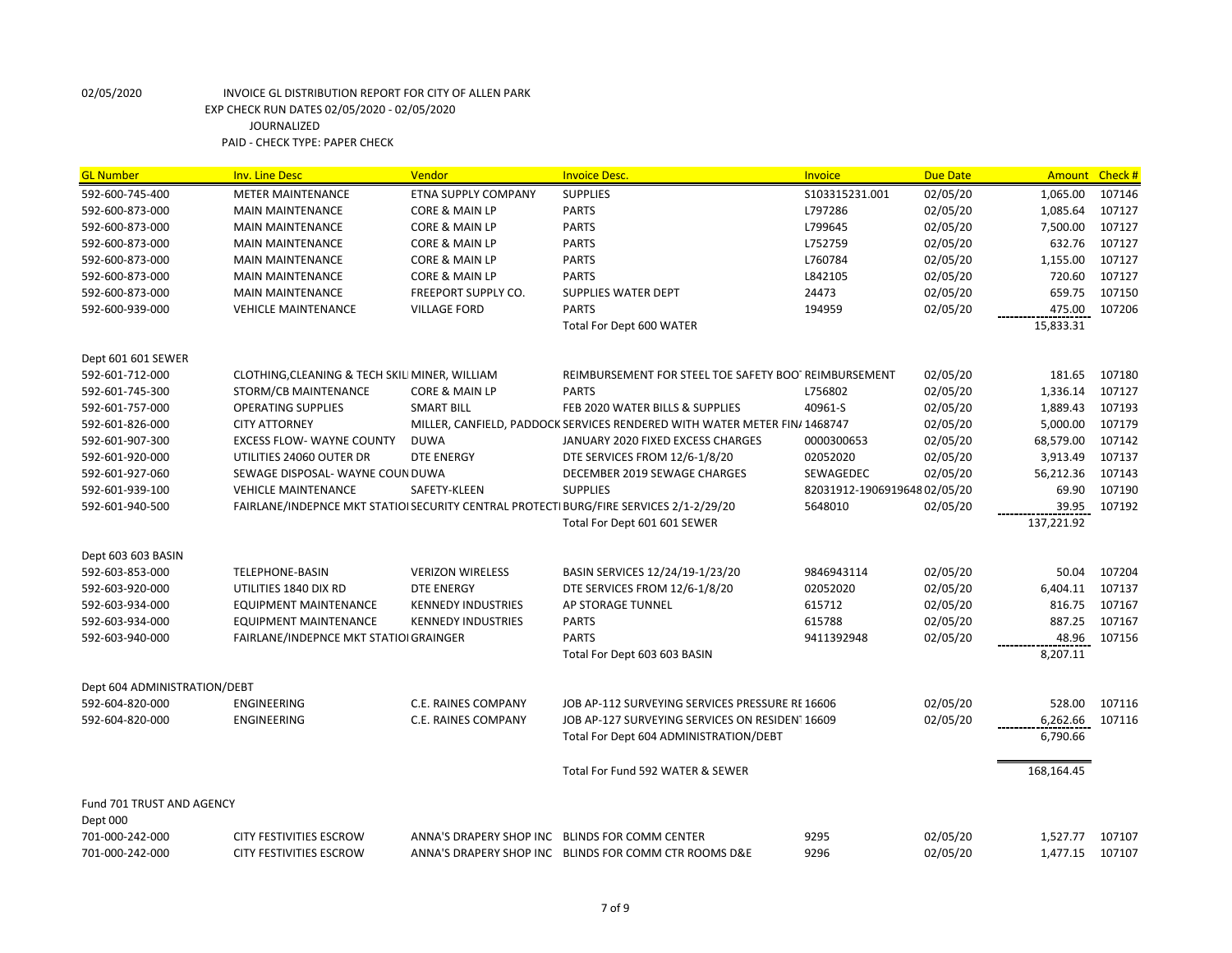02/05/2020 INVOICE GL DISTRIBUTION REPORT FOR CITY OF ALLEN PARK
EXP CHECK RUN DATES 02/05/2020 - 02/05/2020
JOURNALIZED
PAID - CHECK TYPE: PAPER CHECK

| GL Number | Inv. Line Desc | Vendor | Invoice Desc. | Invoice | Due Date | Amount | Check # |
|---|---|---|---|---|---|---|---|
| 592-600-745-400 | METER MAINTENANCE | ETNA SUPPLY COMPANY | SUPPLIES | S103315231.001 | 02/05/20 | 1,065.00 | 107146 |
| 592-600-873-000 | MAIN MAINTENANCE | CORE & MAIN LP | PARTS | L797286 | 02/05/20 | 1,085.64 | 107127 |
| 592-600-873-000 | MAIN MAINTENANCE | CORE & MAIN LP | PARTS | L799645 | 02/05/20 | 7,500.00 | 107127 |
| 592-600-873-000 | MAIN MAINTENANCE | CORE & MAIN LP | PARTS | L752759 | 02/05/20 | 632.76 | 107127 |
| 592-600-873-000 | MAIN MAINTENANCE | CORE & MAIN LP | PARTS | L760784 | 02/05/20 | 1,155.00 | 107127 |
| 592-600-873-000 | MAIN MAINTENANCE | CORE & MAIN LP | PARTS | L842105 | 02/05/20 | 720.60 | 107127 |
| 592-600-873-000 | MAIN MAINTENANCE | FREEPORT SUPPLY CO. | SUPPLIES WATER DEPT | 24473 | 02/05/20 | 659.75 | 107150 |
| 592-600-939-000 | VEHICLE MAINTENANCE | VILLAGE FORD | PARTS | 194959 | 02/05/20 | 475.00 | 107206 |
| | | | Total For Dept 600 WATER | | | 15,833.31 | |
| Dept 601 601 SEWER | | | | | | | |
| 592-601-712-000 | CLOTHING,CLEANING & TECH SKILI | MINER, WILLIAM | REIMBURSEMENT FOR STEEL TOE SAFETY BOOT | REIMBURSEMENT | 02/05/20 | 181.65 | 107180 |
| 592-601-745-300 | STORM/CB MAINTENANCE | CORE & MAIN LP | PARTS | L756802 | 02/05/20 | 1,336.14 | 107127 |
| 592-601-757-000 | OPERATING SUPPLIES | SMART BILL | FEB 2020 WATER BILLS & SUPPLIES | 40961-S | 02/05/20 | 1,889.43 | 107193 |
| 592-601-826-000 | CITY ATTORNEY | MILLER, CANFIELD, PADDOCK | SERVICES RENDERED WITH WATER METER FIN/ | 1468747 | 02/05/20 | 5,000.00 | 107179 |
| 592-601-907-300 | EXCESS FLOW- WAYNE COUNTY | DUWA | JANUARY 2020 FIXED EXCESS CHARGES | 0000300653 | 02/05/20 | 68,579.00 | 107142 |
| 592-601-920-000 | UTILITIES 24060 OUTER DR | DTE ENERGY | DTE SERVICES FROM 12/6-1/8/20 | 02052020 | 02/05/20 | 3,913.49 | 107137 |
| 592-601-927-060 | SEWAGE DISPOSAL- WAYNE COUN | DUWA | DECEMBER 2019 SEWAGE CHARGES | SEWAGEDEC | 02/05/20 | 56,212.36 | 107143 |
| 592-601-939-100 | VEHICLE MAINTENANCE | SAFETY-KLEEN | SUPPLIES | 82031912-1906919648 | 02/05/20 | 69.90 | 107190 |
| 592-601-940-500 | FAIRLANE/INDEPNCE MKT STATIOI | SECURITY CENTRAL PROTECTI | BURG/FIRE SERVICES 2/1-2/29/20 | 5648010 | 02/05/20 | 39.95 | 107192 |
| | | | Total For Dept 601 601 SEWER | | | 137,221.92 | |
| Dept 603 603 BASIN | | | | | | | |
| 592-603-853-000 | TELEPHONE-BASIN | VERIZON WIRELESS | BASIN SERVICES 12/24/19-1/23/20 | 9846943114 | 02/05/20 | 50.04 | 107204 |
| 592-603-920-000 | UTILITIES 1840 DIX RD | DTE ENERGY | DTE SERVICES FROM 12/6-1/8/20 | 02052020 | 02/05/20 | 6,404.11 | 107137 |
| 592-603-934-000 | EQUIPMENT MAINTENANCE | KENNEDY INDUSTRIES | AP STORAGE TUNNEL | 615712 | 02/05/20 | 816.75 | 107167 |
| 592-603-934-000 | EQUIPMENT MAINTENANCE | KENNEDY INDUSTRIES | PARTS | 615788 | 02/05/20 | 887.25 | 107167 |
| 592-603-940-000 | FAIRLANE/INDEPNCE MKT STATIOI | GRAINGER | PARTS | 9411392948 | 02/05/20 | 48.96 | 107156 |
| | | | Total For Dept 603 603 BASIN | | | 8,207.11 | |
| Dept 604 ADMINISTRATION/DEBT | | | | | | | |
| 592-604-820-000 | ENGINEERING | C.E. RAINES COMPANY | JOB AP-112 SURVEYING SERVICES PRESSURE RI | 16606 | 02/05/20 | 528.00 | 107116 |
| 592-604-820-000 | ENGINEERING | C.E. RAINES COMPANY | JOB AP-127 SURVEYING SERVICES ON RESIDENT | 16609 | 02/05/20 | 6,262.66 | 107116 |
| | | | Total For Dept 604 ADMINISTRATION/DEBT | | | 6,790.66 | |
| | | | Total For Fund 592 WATER & SEWER | | | 168,164.45 | |
| Fund 701 TRUST AND AGENCY | | | | | | | |
| Dept 000 | | | | | | | |
| 701-000-242-000 | CITY FESTIVITIES ESCROW | ANNA'S DRAPERY SHOP INC | BLINDS FOR COMM CENTER | 9295 | 02/05/20 | 1,527.77 | 107107 |
| 701-000-242-000 | CITY FESTIVITIES ESCROW | ANNA'S DRAPERY SHOP INC | BLINDS FOR COMM CTR ROOMS D&E | 9296 | 02/05/20 | 1,477.15 | 107107 |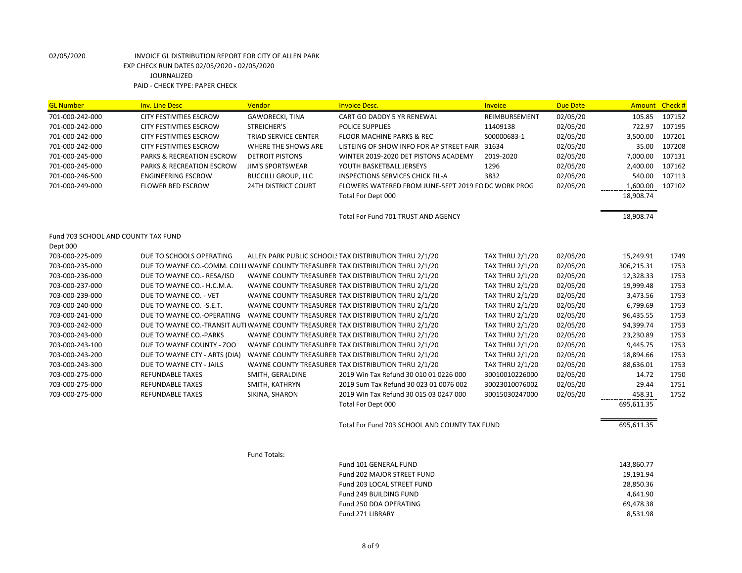02/05/2020 INVOICE GL DISTRIBUTION REPORT FOR CITY OF ALLEN PARK

EXP CHECK RUN DATES 02/05/2020 - 02/05/2020

JOURNALIZED

PAID - CHECK TYPE: PAPER CHECK

| GL Number | Inv. Line Desc | Vendor | Invoice Desc. | Invoice | Due Date | Amount | Check # |
|---|---|---|---|---|---|---|---|
| 701-000-242-000 | CITY FESTIVITIES ESCROW | GAWORECKI, TINA | CART GO DADDY 5 YR RENEWAL | REIMBURSEMENT | 02/05/20 | 105.85 | 107152 |
| 701-000-242-000 | CITY FESTIVITIES ESCROW | STREICHER'S | POLICE SUPPLIES | 11409138 | 02/05/20 | 722.97 | 107195 |
| 701-000-242-000 | CITY FESTIVITIES ESCROW | TRIAD SERVICE CENTER | FLOOR MACHINE PARKS & REC | S00000683-1 | 02/05/20 | 3,500.00 | 107201 |
| 701-000-242-000 | CITY FESTIVITIES ESCROW | WHERE THE SHOWS ARE | LISTEING OF SHOW INFO FOR AP STREET FAIR | 31634 | 02/05/20 | 35.00 | 107208 |
| 701-000-245-000 | PARKS & RECREATION ESCROW | DETROIT PISTONS | WINTER 2019-2020 DET PISTONS ACADEMY | 2019-2020 | 02/05/20 | 7,000.00 | 107131 |
| 701-000-245-000 | PARKS & RECREATION ESCROW | JIM'S SPORTSWEAR | YOUTH BASKETBALL JERSEYS | 1296 | 02/05/20 | 2,400.00 | 107162 |
| 701-000-246-500 | ENGINEERING ESCROW | BUCCILLI GROUP, LLC | INSPECTIONS SERVICES CHICK FIL-A | 3832 | 02/05/20 | 540.00 | 107113 |
| 701-000-249-000 | FLOWER BED ESCROW | 24TH DISTRICT COURT | FLOWERS WATERED FROM JUNE-SEPT 2019 FO | DC WORK PROG | 02/05/20 | 1,600.00 | 107102 |
| | | | Total For Dept 000 | | | 18,908.74 | |
| | | | Total For Fund 701 TRUST AND AGENCY | | | 18,908.74 | |

Fund 703 SCHOOL AND COUNTY TAX FUND

Dept 000

| GL Number | Inv. Line Desc | Vendor | Invoice Desc. | Invoice | Due Date | Amount | Check # |
|---|---|---|---|---|---|---|---|
| 703-000-225-009 | DUE TO SCHOOLS OPERATING | ALLEN PARK PUBLIC SCHOOLS | TAX DISTRIBUTION THRU 2/1/20 | TAX THRU 2/1/20 | 02/05/20 | 15,249.91 | 1749 |
| 703-000-235-000 | DUE TO WAYNE CO.-COMM. COLL | WAYNE COUNTY TREASURER | TAX DISTRIBUTION THRU 2/1/20 | TAX THRU 2/1/20 | 02/05/20 | 306,215.31 | 1753 |
| 703-000-236-000 | DUE TO WAYNE CO.- RESA/ISD | WAYNE COUNTY TREASURER | TAX DISTRIBUTION THRU 2/1/20 | TAX THRU 2/1/20 | 02/05/20 | 12,328.33 | 1753 |
| 703-000-237-000 | DUE TO WAYNE CO.- H.C.M.A. | WAYNE COUNTY TREASURER | TAX DISTRIBUTION THRU 2/1/20 | TAX THRU 2/1/20 | 02/05/20 | 19,999.48 | 1753 |
| 703-000-239-000 | DUE TO WAYNE CO. - VET | WAYNE COUNTY TREASURER | TAX DISTRIBUTION THRU 2/1/20 | TAX THRU 2/1/20 | 02/05/20 | 3,473.56 | 1753 |
| 703-000-240-000 | DUE TO WAYNE CO. -S.E.T. | WAYNE COUNTY TREASURER | TAX DISTRIBUTION THRU 2/1/20 | TAX THRU 2/1/20 | 02/05/20 | 6,799.69 | 1753 |
| 703-000-241-000 | DUE TO WAYNE CO.-OPERATING | WAYNE COUNTY TREASURER | TAX DISTRIBUTION THRU 2/1/20 | TAX THRU 2/1/20 | 02/05/20 | 96,435.55 | 1753 |
| 703-000-242-000 | DUE TO WAYNE CO.-TRANSIT AUTI | WAYNE COUNTY TREASURER | TAX DISTRIBUTION THRU 2/1/20 | TAX THRU 2/1/20 | 02/05/20 | 94,399.74 | 1753 |
| 703-000-243-000 | DUE TO WAYNE CO.-PARKS | WAYNE COUNTY TREASURER | TAX DISTRIBUTION THRU 2/1/20 | TAX THRU 2/1/20 | 02/05/20 | 23,230.89 | 1753 |
| 703-000-243-100 | DUE TO WAYNE COUNTY - ZOO | WAYNE COUNTY TREASURER | TAX DISTRIBUTION THRU 2/1/20 | TAX THRU 2/1/20 | 02/05/20 | 9,445.75 | 1753 |
| 703-000-243-200 | DUE TO WAYNE CTY - ARTS (DIA) | WAYNE COUNTY TREASURER | TAX DISTRIBUTION THRU 2/1/20 | TAX THRU 2/1/20 | 02/05/20 | 18,894.66 | 1753 |
| 703-000-243-300 | DUE TO WAYNE CTY - JAILS | WAYNE COUNTY TREASURER | TAX DISTRIBUTION THRU 2/1/20 | TAX THRU 2/1/20 | 02/05/20 | 88,636.01 | 1753 |
| 703-000-275-000 | REFUNDABLE TAXES | SMITH, GERALDINE | 2019 Win Tax Refund 30 010 01 0226 000 | 30010010226000 | 02/05/20 | 14.72 | 1750 |
| 703-000-275-000 | REFUNDABLE TAXES | SMITH, KATHRYN | 2019 Sum Tax Refund 30 023 01 0076 002 | 30023010076002 | 02/05/20 | 29.44 | 1751 |
| 703-000-275-000 | REFUNDABLE TAXES | SIKINA, SHARON | 2019 Win Tax Refund 30 015 03 0247 000 | 30015030247000 | 02/05/20 | 458.31 | 1752 |
| | | | Total For Dept 000 | | | 695,611.35 | |
| | | | Total For Fund 703 SCHOOL AND COUNTY TAX FUND | | | 695,611.35 | |

Fund Totals:

| | |
|---|---|
| Fund 101 GENERAL FUND | 143,860.77 |
| Fund 202 MAJOR STREET FUND | 19,191.94 |
| Fund 203 LOCAL STREET FUND | 28,850.36 |
| Fund 249 BUILDING FUND | 4,641.90 |
| Fund 250 DDA OPERATING | 69,478.38 |
| Fund 271 LIBRARY | 8,531.98 |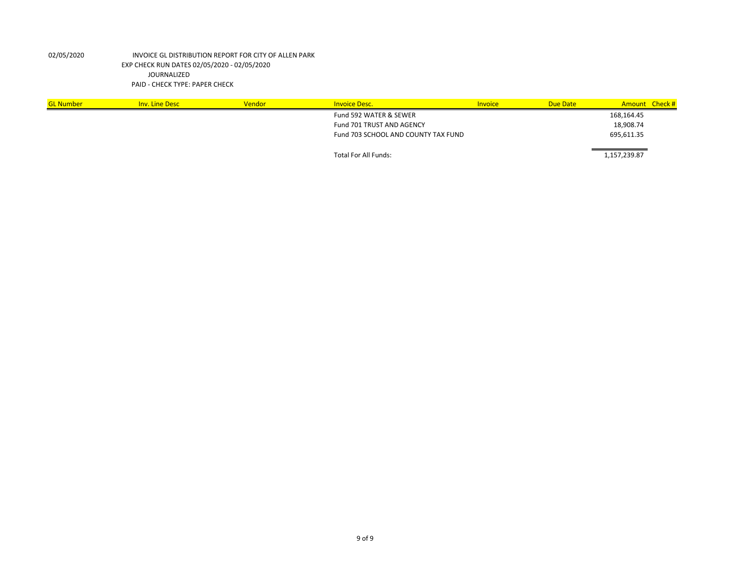02/05/2020 INVOICE GL DISTRIBUTION REPORT FOR CITY OF ALLEN PARK

EXP CHECK RUN DATES 02/05/2020 - 02/05/2020

JOURNALIZED

PAID - CHECK TYPE: PAPER CHECK

| GL Number | Inv. Line Desc | Vendor | Invoice Desc. | Invoice | Due Date | Amount | Check # |
|---|---|---|---|---|---|---|---|
| | | | Fund 592 WATER & SEWER | | | 168,164.45 | |
| | | | Fund 701 TRUST AND AGENCY | | | 18,908.74 | |
| | | | Fund 703 SCHOOL AND COUNTY TAX FUND | | | 695,611.35 | |
| | | | Total For All Funds: | | | 1,157,239.87 | |